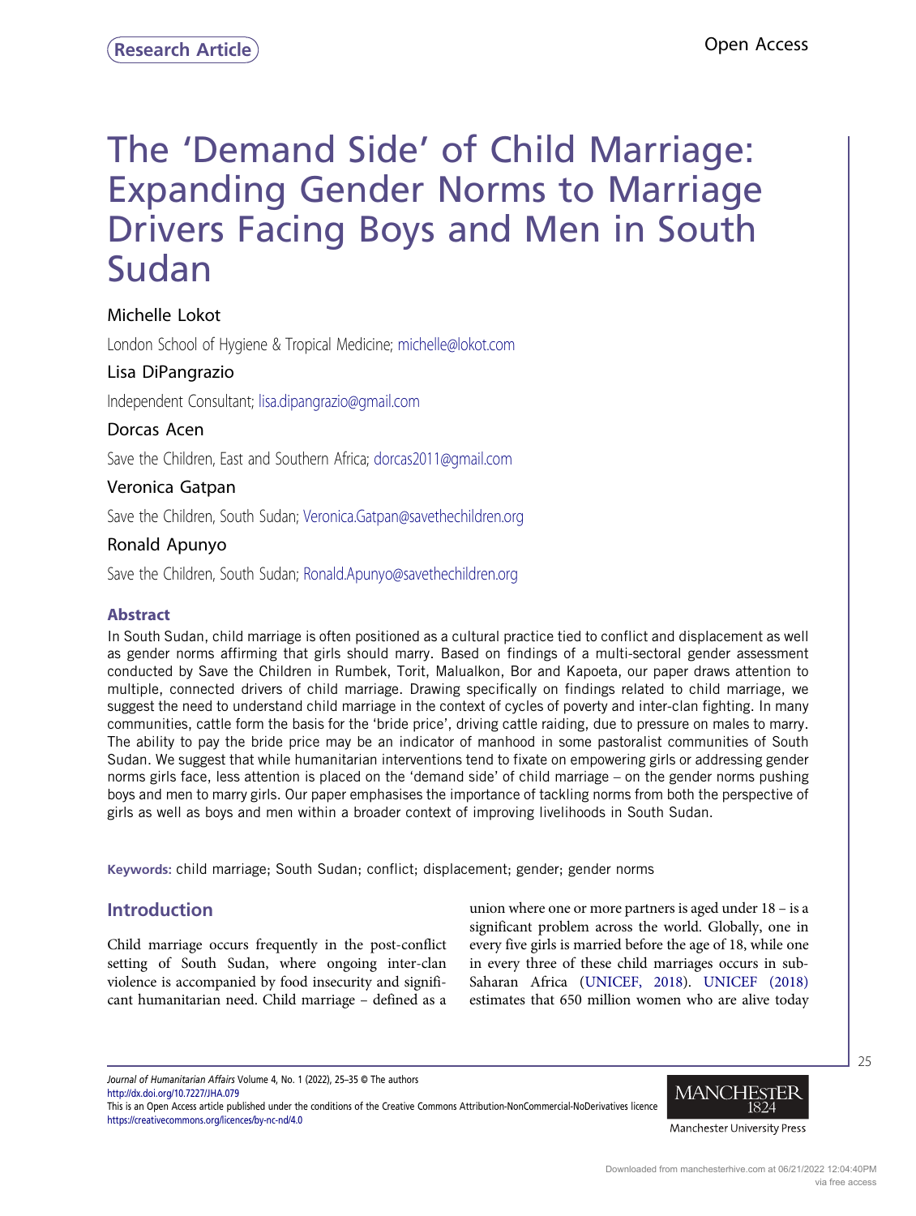Research Article

Open Access

# The 'Demand Side' of Child Marriage: Expanding Gender Norms to Marriage Drivers Facing Boys and Men in South Sudan

Michelle Lokot

London School of Hygiene & Tropical Medicine; michelle@lokot.com

Lisa DiPangrazio

Independent Consultant; lisa.dipangrazio@gmail.com

Dorcas Acen

Save the Children, East and Southern Africa; dorcas2011@gmail.com

Veronica Gatpan

Save the Children, South Sudan; Veronica.Gatpan@savethechildren.org

Ronald Apunyo

Save the Children, South Sudan; Ronald.Apunyo@savethechildren.org

### Abstract

In South Sudan, child marriage is often positioned as a cultural practice tied to conflict and displacement as well as gender norms affirming that girls should marry. Based on findings of a multi-sectoral gender assessment conducted by Save the Children in Rumbek, Torit, Malualkon, Bor and Kapoeta, our paper draws attention to multiple, connected drivers of child marriage. Drawing specifically on findings related to child marriage, we suggest the need to understand child marriage in the context of cycles of poverty and inter-clan fighting. In many communities, cattle form the basis for the 'bride price', driving cattle raiding, due to pressure on males to marry. The ability to pay the bride price may be an indicator of manhood in some pastoralist communities of South Sudan. We suggest that while humanitarian interventions tend to fixate on empowering girls or addressing gender norms girls face, less attention is placed on the 'demand side' of child marriage – on the gender norms pushing boys and men to marry girls. Our paper emphasises the importance of tackling norms from both the perspective of girls as well as boys and men within a broader context of improving livelihoods in South Sudan.

**Keywords:** child marriage; South Sudan; conflict; displacement; gender; gender norms

## Introduction

Child marriage occurs frequently in the post-conflict setting of South Sudan, where ongoing inter-clan violence is accompanied by food insecurity and significant humanitarian need. Child marriage – defined as a union where one or more partners is aged under 18 – is a significant problem across the world. Globally, one in every five girls is married before the age of 18, while one in every three of these child marriages occurs in sub-Saharan Africa (UNICEF, 2018). UNICEF (2018) estimates that 650 million women who are alive today

*Journal of Humanitarian Affairs* Volume 4, No. 1 (2022), 25–35 © The authors
http://dx.doi.org/10.7227/JHA.079
This is an Open Access article published under the conditions of the Creative Commons Attribution-NonCommercial-NoDerivatives licence https://creativecommons.org/licences/by-nc-nd/4.0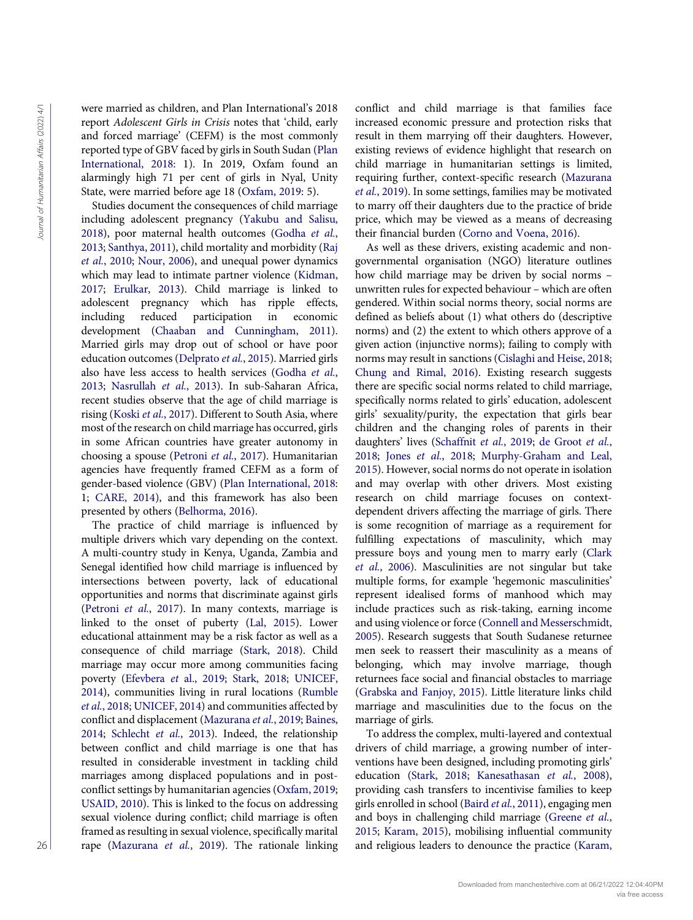were married as children, and Plan International's 2018 report *Adolescent Girls in Crisis* notes that 'child, early and forced marriage' (CEFM) is the most commonly reported type of GBV faced by girls in South Sudan (Plan International, 2018: 1). In 2019, Oxfam found an alarmingly high 71 per cent of girls in Nyal, Unity State, were married before age 18 (Oxfam, 2019: 5).

Studies document the consequences of child marriage including adolescent pregnancy (Yakubu and Salisu, 2018), poor maternal health outcomes (Godha *et al.*, 2013; Santhya, 2011), child mortality and morbidity (Raj *et al.*, 2010; Nour, 2006), and unequal power dynamics which may lead to intimate partner violence (Kidman, 2017; Erulkar, 2013). Child marriage is linked to adolescent pregnancy which has ripple effects, including reduced participation in economic development (Chaaban and Cunningham, 2011). Married girls may drop out of school or have poor education outcomes (Delprato *et al.*, 2015). Married girls also have less access to health services (Godha *et al.*, 2013; Nasrullah *et al.*, 2013). In sub-Saharan Africa, recent studies observe that the age of child marriage is rising (Koski *et al.*, 2017). Different to South Asia, where most of the research on child marriage has occurred, girls in some African countries have greater autonomy in choosing a spouse (Petroni *et al.*, 2017). Humanitarian agencies have frequently framed CEFM as a form of gender-based violence (GBV) (Plan International, 2018: 1; CARE, 2014), and this framework has also been presented by others (Belhorma, 2016).

The practice of child marriage is influenced by multiple drivers which vary depending on the context. A multi-country study in Kenya, Uganda, Zambia and Senegal identified how child marriage is influenced by intersections between poverty, lack of educational opportunities and norms that discriminate against girls (Petroni *et al.*, 2017). In many contexts, marriage is linked to the onset of puberty (Lal, 2015). Lower educational attainment may be a risk factor as well as a consequence of child marriage (Stark, 2018). Child marriage may occur more among communities facing poverty (Efevbera *et al.*, 2019; Stark, 2018; UNICEF, 2014), communities living in rural locations (Rumble *et al.*, 2018; UNICEF, 2014) and communities affected by conflict and displacement (Mazurana *et al.*, 2019; Baines, 2014; Schlecht *et al.*, 2013). Indeed, the relationship between conflict and child marriage is one that has resulted in considerable investment in tackling child marriages among displaced populations and in post-conflict settings by humanitarian agencies (Oxfam, 2019; USAID, 2010). This is linked to the focus on addressing sexual violence during conflict; child marriage is often framed as resulting in sexual violence, specifically marital rape (Mazurana *et al.*, 2019). The rationale linking conflict and child marriage is that families face increased economic pressure and protection risks that result in them marrying off their daughters. However, existing reviews of evidence highlight that research on child marriage in humanitarian settings is limited, requiring further, context-specific research (Mazurana *et al.*, 2019). In some settings, families may be motivated to marry off their daughters due to the practice of bride price, which may be viewed as a means of decreasing their financial burden (Corno and Voena, 2016).

As well as these drivers, existing academic and non-governmental organisation (NGO) literature outlines how child marriage may be driven by social norms – unwritten rules for expected behaviour – which are often gendered. Within social norms theory, social norms are defined as beliefs about (1) what others do (descriptive norms) and (2) the extent to which others approve of a given action (injunctive norms); failing to comply with norms may result in sanctions (Cislaghi and Heise, 2018; Chung and Rimal, 2016). Existing research suggests there are specific social norms related to child marriage, specifically norms related to girls' education, adolescent girls' sexuality/purity, the expectation that girls bear children and the changing roles of parents in their daughters' lives (Schaffnit *et al.*, 2019; de Groot *et al.*, 2018; Jones *et al.*, 2018; Murphy-Graham and Leal, 2015). However, social norms do not operate in isolation and may overlap with other drivers. Most existing research on child marriage focuses on context-dependent drivers affecting the marriage of girls. There is some recognition of marriage as a requirement for fulfilling expectations of masculinity, which may pressure boys and young men to marry early (Clark *et al.*, 2006). Masculinities are not singular but take multiple forms, for example 'hegemonic masculinities' represent idealised forms of manhood which may include practices such as risk-taking, earning income and using violence or force (Connell and Messerschmidt, 2005). Research suggests that South Sudanese returnee men seek to reassert their masculinity as a means of belonging, which may involve marriage, though returnees face social and financial obstacles to marriage (Grabska and Fanjoy, 2015). Little literature links child marriage and masculinities due to the focus on the marriage of girls.

To address the complex, multi-layered and contextual drivers of child marriage, a growing number of interventions have been designed, including promoting girls' education (Stark, 2018; Kanesathasan *et al.*, 2008), providing cash transfers to incentivise families to keep girls enrolled in school (Baird *et al.*, 2011), engaging men and boys in challenging child marriage (Greene *et al.*, 2015; Karam, 2015), mobilising influential community and religious leaders to denounce the practice (Karam,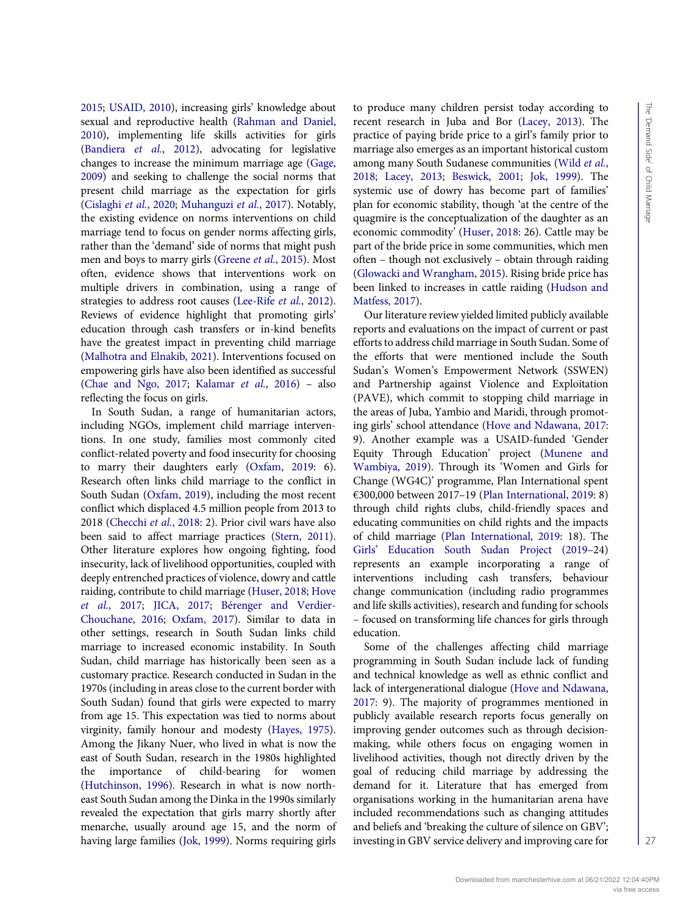2015; USAID, 2010), increasing girls' knowledge about sexual and reproductive health (Rahman and Daniel, 2010), implementing life skills activities for girls (Bandiera *et al.*, 2012), advocating for legislative changes to increase the minimum marriage age (Gage, 2009) and seeking to challenge the social norms that present child marriage as the expectation for girls (Cislaghi *et al.*, 2020; Muhanguzi *et al.*, 2017). Notably, the existing evidence on norms interventions on child marriage tend to focus on gender norms affecting girls, rather than the 'demand' side of norms that might push men and boys to marry girls (Greene *et al.*, 2015). Most often, evidence shows that interventions work on multiple drivers in combination, using a range of strategies to address root causes (Lee-Rife *et al.*, 2012). Reviews of evidence highlight that promoting girls' education through cash transfers or in-kind benefits have the greatest impact in preventing child marriage (Malhotra and Elnakib, 2021). Interventions focused on empowering girls have also been identified as successful (Chae and Ngo, 2017; Kalamar *et al.*, 2016) – also reflecting the focus on girls.

In South Sudan, a range of humanitarian actors, including NGOs, implement child marriage interventions. In one study, families most commonly cited conflict-related poverty and food insecurity for choosing to marry their daughters early (Oxfam, 2019: 6). Research often links child marriage to the conflict in South Sudan (Oxfam, 2019), including the most recent conflict which displaced 4.5 million people from 2013 to 2018 (Checchi *et al.*, 2018: 2). Prior civil wars have also been said to affect marriage practices (Stern, 2011). Other literature explores how ongoing fighting, food insecurity, lack of livelihood opportunities, coupled with deeply entrenched practices of violence, dowry and cattle raiding, contribute to child marriage (Huser, 2018; Hove *et al.*, 2017; JICA, 2017; Bérenger and Verdier-Chouchane, 2016; Oxfam, 2017). Similar to data in other settings, research in South Sudan links child marriage to increased economic instability. In South Sudan, child marriage has historically been seen as a customary practice. Research conducted in Sudan in the 1970s (including in areas close to the current border with South Sudan) found that girls were expected to marry from age 15. This expectation was tied to norms about virginity, family honour and modesty (Hayes, 1975). Among the Jikany Nuer, who lived in what is now the east of South Sudan, research in the 1980s highlighted the importance of child-bearing for women (Hutchinson, 1996). Research in what is now north-east South Sudan among the Dinka in the 1990s similarly revealed the expectation that girls marry shortly after menarche, usually around age 15, and the norm of having large families (Jok, 1999). Norms requiring girls to produce many children persist today according to recent research in Juba and Bor (Lacey, 2013). The practice of paying bride price to a girl's family prior to marriage also emerges as an important historical custom among many South Sudanese communities (Wild *et al.*, 2018; Lacey, 2013; Beswick, 2001; Jok, 1999). The systemic use of dowry has become part of families' plan for economic stability, though 'at the centre of the quagmire is the conceptualization of the daughter as an economic commodity' (Huser, 2018: 26). Cattle may be part of the bride price in some communities, which men often – though not exclusively – obtain through raiding (Glowacki and Wrangham, 2015). Rising bride price has been linked to increases in cattle raiding (Hudson and Matfess, 2017).

Our literature review yielded limited publicly available reports and evaluations on the impact of current or past efforts to address child marriage in South Sudan. Some of the efforts that were mentioned include the South Sudan's Women's Empowerment Network (SSWEN) and Partnership against Violence and Exploitation (PAVE), which commit to stopping child marriage in the areas of Juba, Yambio and Maridi, through promoting girls' school attendance (Hove and Ndawana, 2017: 9). Another example was a USAID-funded 'Gender Equity Through Education' project (Munene and Wambiya, 2019). Through its 'Women and Girls for Change (WG4C)' programme, Plan International spent €300,000 between 2017–19 (Plan International, 2019: 8) through child rights clubs, child-friendly spaces and educating communities on child rights and the impacts of child marriage (Plan International, 2019: 18). The Girls' Education South Sudan Project (2019–24) represents an example incorporating a range of interventions including cash transfers, behaviour change communication (including radio programmes and life skills activities), research and funding for schools – focused on transforming life chances for girls through education.

Some of the challenges affecting child marriage programming in South Sudan include lack of funding and technical knowledge as well as ethnic conflict and lack of intergenerational dialogue (Hove and Ndawana, 2017: 9). The majority of programmes mentioned in publicly available research reports focus generally on improving gender outcomes such as through decision-making, while others focus on engaging women in livelihood activities, though not directly driven by the goal of reducing child marriage by addressing the demand for it. Literature that has emerged from organisations working in the humanitarian arena have included recommendations such as changing attitudes and beliefs and 'breaking the culture of silence on GBV'; investing in GBV service delivery and improving care for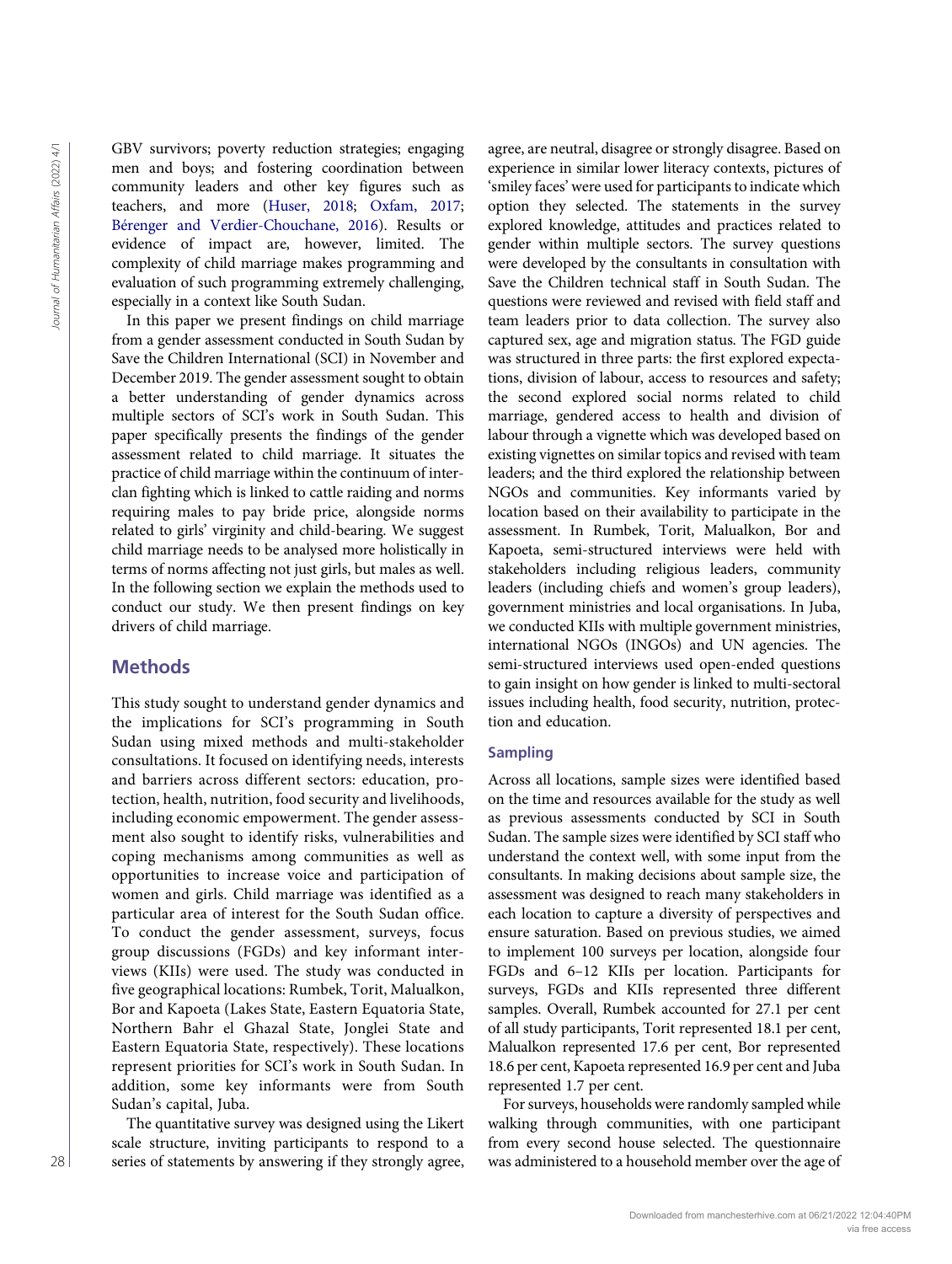GBV survivors; poverty reduction strategies; engaging men and boys; and fostering coordination between community leaders and other key figures such as teachers, and more (Huser, 2018; Oxfam, 2017; Bérenger and Verdier-Chouchane, 2016). Results or evidence of impact are, however, limited. The complexity of child marriage makes programming and evaluation of such programming extremely challenging, especially in a context like South Sudan.

In this paper we present findings on child marriage from a gender assessment conducted in South Sudan by Save the Children International (SCI) in November and December 2019. The gender assessment sought to obtain a better understanding of gender dynamics across multiple sectors of SCI's work in South Sudan. This paper specifically presents the findings of the gender assessment related to child marriage. It situates the practice of child marriage within the continuum of inter-clan fighting which is linked to cattle raiding and norms requiring males to pay bride price, alongside norms related to girls' virginity and child-bearing. We suggest child marriage needs to be analysed more holistically in terms of norms affecting not just girls, but males as well. In the following section we explain the methods used to conduct our study. We then present findings on key drivers of child marriage.

## Methods

This study sought to understand gender dynamics and the implications for SCI's programming in South Sudan using mixed methods and multi-stakeholder consultations. It focused on identifying needs, interests and barriers across different sectors: education, protection, health, nutrition, food security and livelihoods, including economic empowerment. The gender assessment also sought to identify risks, vulnerabilities and coping mechanisms among communities as well as opportunities to increase voice and participation of women and girls. Child marriage was identified as a particular area of interest for the South Sudan office. To conduct the gender assessment, surveys, focus group discussions (FGDs) and key informant interviews (KIIs) were used. The study was conducted in five geographical locations: Rumbek, Torit, Malualkon, Bor and Kapoeta (Lakes State, Eastern Equatoria State, Northern Bahr el Ghazal State, Jonglei State and Eastern Equatoria State, respectively). These locations represent priorities for SCI's work in South Sudan. In addition, some key informants were from South Sudan's capital, Juba.

The quantitative survey was designed using the Likert scale structure, inviting participants to respond to a series of statements by answering if they strongly agree, agree, are neutral, disagree or strongly disagree. Based on experience in similar lower literacy contexts, pictures of 'smiley faces' were used for participants to indicate which option they selected. The statements in the survey explored knowledge, attitudes and practices related to gender within multiple sectors. The survey questions were developed by the consultants in consultation with Save the Children technical staff in South Sudan. The questions were reviewed and revised with field staff and team leaders prior to data collection. The survey also captured sex, age and migration status. The FGD guide was structured in three parts: the first explored expectations, division of labour, access to resources and safety; the second explored social norms related to child marriage, gendered access to health and division of labour through a vignette which was developed based on existing vignettes on similar topics and revised with team leaders; and the third explored the relationship between NGOs and communities. Key informants varied by location based on their availability to participate in the assessment. In Rumbek, Torit, Malualkon, Bor and Kapoeta, semi-structured interviews were held with stakeholders including religious leaders, community leaders (including chiefs and women's group leaders), government ministries and local organisations. In Juba, we conducted KIIs with multiple government ministries, international NGOs (INGOs) and UN agencies. The semi-structured interviews used open-ended questions to gain insight on how gender is linked to multi-sectoral issues including health, food security, nutrition, protection and education.

### Sampling

Across all locations, sample sizes were identified based on the time and resources available for the study as well as previous assessments conducted by SCI in South Sudan. The sample sizes were identified by SCI staff who understand the context well, with some input from the consultants. In making decisions about sample size, the assessment was designed to reach many stakeholders in each location to capture a diversity of perspectives and ensure saturation. Based on previous studies, we aimed to implement 100 surveys per location, alongside four FGDs and 6–12 KIIs per location. Participants for surveys, FGDs and KIIs represented three different samples. Overall, Rumbek accounted for 27.1 per cent of all study participants, Torit represented 18.1 per cent, Malualkon represented 17.6 per cent, Bor represented 18.6 per cent, Kapoeta represented 16.9 per cent and Juba represented 1.7 per cent.

For surveys, households were randomly sampled while walking through communities, with one participant from every second house selected. The questionnaire was administered to a household member over the age of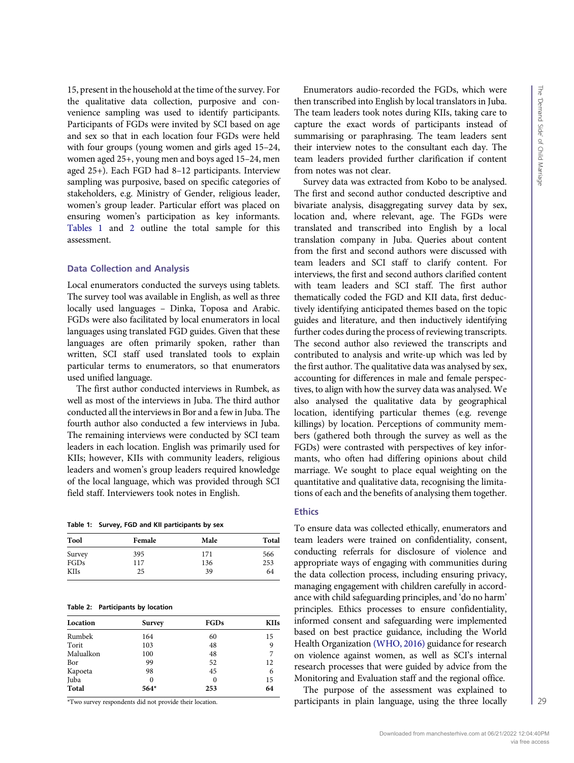15, present in the household at the time of the survey. For the qualitative data collection, purposive and convenience sampling was used to identify participants. Participants of FGDs were invited by SCI based on age and sex so that in each location four FGDs were held with four groups (young women and girls aged 15–24, women aged 25+, young men and boys aged 15–24, men aged 25+). Each FGD had 8–12 participants. Interview sampling was purposive, based on specific categories of stakeholders, e.g. Ministry of Gender, religious leader, women's group leader. Particular effort was placed on ensuring women's participation as key informants. Tables 1 and 2 outline the total sample for this assessment.

### Data Collection and Analysis

Local enumerators conducted the surveys using tablets. The survey tool was available in English, as well as three locally used languages – Dinka, Toposa and Arabic. FGDs were also facilitated by local enumerators in local languages using translated FGD guides. Given that these languages are often primarily spoken, rather than written, SCI staff used translated tools to explain particular terms to enumerators, so that enumerators used unified language.

The first author conducted interviews in Rumbek, as well as most of the interviews in Juba. The third author conducted all the interviews in Bor and a few in Juba. The fourth author also conducted a few interviews in Juba. The remaining interviews were conducted by SCI team leaders in each location. English was primarily used for KIIs; however, KIIs with community leaders, religious leaders and women's group leaders required knowledge of the local language, which was provided through SCI field staff. Interviewers took notes in English.

**Table 1: Survey, FGD and KII participants by sex**

| Tool | Female | Male | Total |
|---|---|---|---|
| Survey | 395 | 171 | 566 |
| FGDs | 117 | 136 | 253 |
| KIIs | 25 | 39 | 64 |

**Table 2: Participants by location**

| Location | Survey | FGDs | KIIs |
|---|---|---|---|
| Rumbek | 164 | 60 | 15 |
| Torit | 103 | 48 | 9 |
| Malualkon | 100 | 48 | 7 |
| Bor | 99 | 52 | 12 |
| Kapoeta | 98 | 45 | 6 |
| Juba | 0 | 0 | 15 |
| **Total** | **564*** | **253** | **64** |

*Two survey respondents did not provide their location.

Enumerators audio-recorded the FGDs, which were then transcribed into English by local translators in Juba. The team leaders took notes during KIIs, taking care to capture the exact words of participants instead of summarising or paraphrasing. The team leaders sent their interview notes to the consultant each day. The team leaders provided further clarification if content from notes was not clear.

Survey data was extracted from Kobo to be analysed. The first and second author conducted descriptive and bivariate analysis, disaggregating survey data by sex, location and, where relevant, age. The FGDs were translated and transcribed into English by a local translation company in Juba. Queries about content from the first and second authors were discussed with team leaders and SCI staff to clarify content. For interviews, the first and second authors clarified content with team leaders and SCI staff. The first author thematically coded the FGD and KII data, first deductively identifying anticipated themes based on the topic guides and literature, and then inductively identifying further codes during the process of reviewing transcripts. The second author also reviewed the transcripts and contributed to analysis and write-up which was led by the first author. The qualitative data was analysed by sex, accounting for differences in male and female perspectives, to align with how the survey data was analysed. We also analysed the qualitative data by geographical location, identifying particular themes (e.g. revenge killings) by location. Perceptions of community members (gathered both through the survey as well as the FGDs) were contrasted with perspectives of key informants, who often had differing opinions about child marriage. We sought to place equal weighting on the quantitative and qualitative data, recognising the limitations of each and the benefits of analysing them together.

### Ethics

To ensure data was collected ethically, enumerators and team leaders were trained on confidentiality, consent, conducting referrals for disclosure of violence and appropriate ways of engaging with communities during the data collection process, including ensuring privacy, managing engagement with children carefully in accordance with child safeguarding principles, and 'do no harm' principles. Ethics processes to ensure confidentiality, informed consent and safeguarding were implemented based on best practice guidance, including the World Health Organization (WHO, 2016) guidance for research on violence against women, as well as SCI's internal research processes that were guided by advice from the Monitoring and Evaluation staff and the regional office.

The purpose of the assessment was explained to participants in plain language, using the three locally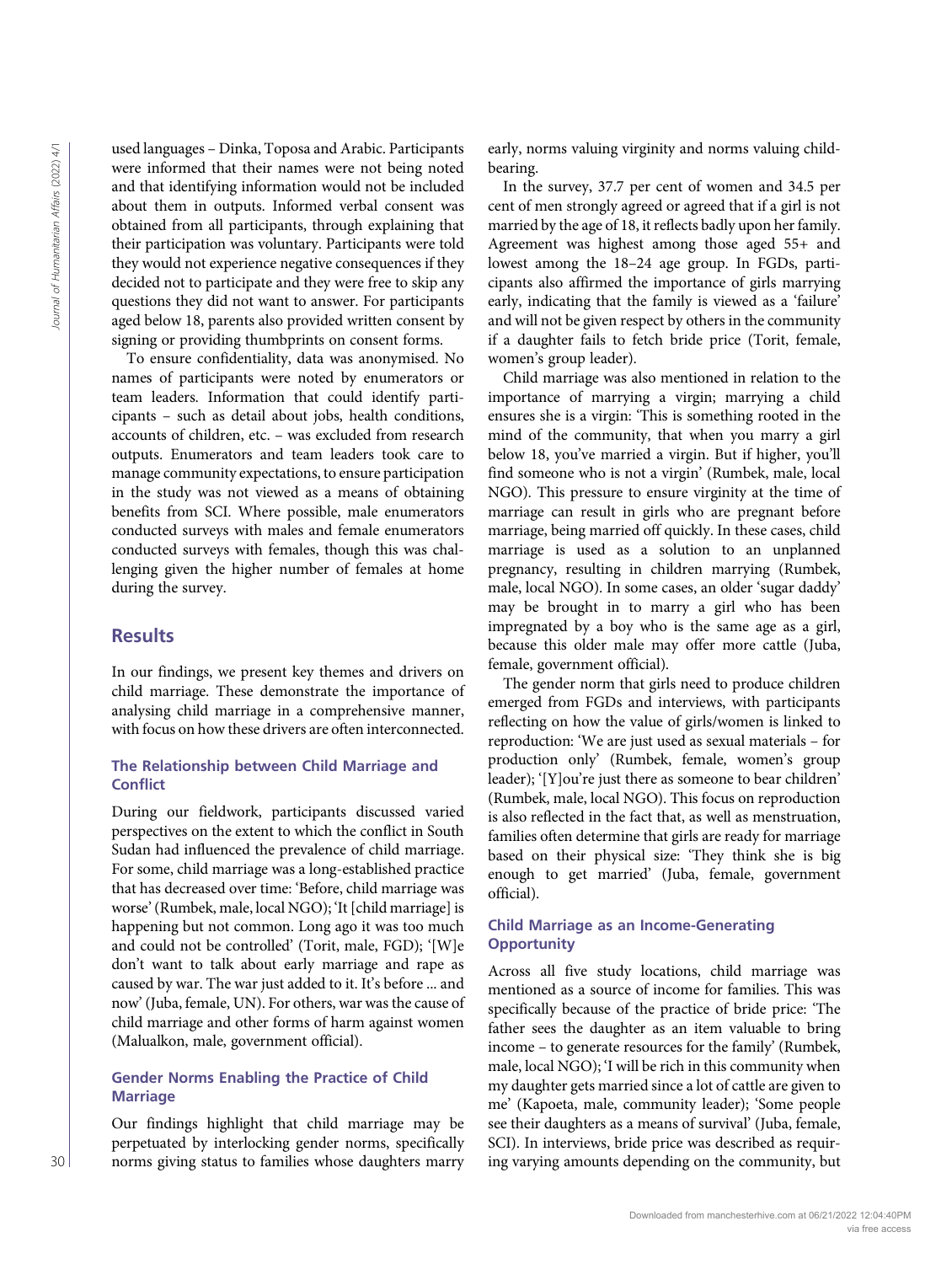used languages – Dinka, Toposa and Arabic. Participants were informed that their names were not being noted and that identifying information would not be included about them in outputs. Informed verbal consent was obtained from all participants, through explaining that their participation was voluntary. Participants were told they would not experience negative consequences if they decided not to participate and they were free to skip any questions they did not want to answer. For participants aged below 18, parents also provided written consent by signing or providing thumbprints on consent forms.

To ensure confidentiality, data was anonymised. No names of participants were noted by enumerators or team leaders. Information that could identify participants – such as detail about jobs, health conditions, accounts of children, etc. – was excluded from research outputs. Enumerators and team leaders took care to manage community expectations, to ensure participation in the study was not viewed as a means of obtaining benefits from SCI. Where possible, male enumerators conducted surveys with males and female enumerators conducted surveys with females, though this was challenging given the higher number of females at home during the survey.

## Results

In our findings, we present key themes and drivers on child marriage. These demonstrate the importance of analysing child marriage in a comprehensive manner, with focus on how these drivers are often interconnected.

### The Relationship between Child Marriage and Conflict

During our fieldwork, participants discussed varied perspectives on the extent to which the conflict in South Sudan had influenced the prevalence of child marriage. For some, child marriage was a long-established practice that has decreased over time: 'Before, child marriage was worse' (Rumbek, male, local NGO); 'It [child marriage] is happening but not common. Long ago it was too much and could not be controlled' (Torit, male, FGD); '[W]e don't want to talk about early marriage and rape as caused by war. The war just added to it. It's before ... and now' (Juba, female, UN). For others, war was the cause of child marriage and other forms of harm against women (Malualkon, male, government official).

### Gender Norms Enabling the Practice of Child Marriage

Our findings highlight that child marriage may be perpetuated by interlocking gender norms, specifically norms giving status to families whose daughters marry early, norms valuing virginity and norms valuing childbearing.

In the survey, 37.7 per cent of women and 34.5 per cent of men strongly agreed or agreed that if a girl is not married by the age of 18, it reflects badly upon her family. Agreement was highest among those aged 55+ and lowest among the 18–24 age group. In FGDs, participants also affirmed the importance of girls marrying early, indicating that the family is viewed as a 'failure' and will not be given respect by others in the community if a daughter fails to fetch bride price (Torit, female, women's group leader).

Child marriage was also mentioned in relation to the importance of marrying a virgin; marrying a child ensures she is a virgin: 'This is something rooted in the mind of the community, that when you marry a girl below 18, you've married a virgin. But if higher, you'll find someone who is not a virgin' (Rumbek, male, local NGO). This pressure to ensure virginity at the time of marriage can result in girls who are pregnant before marriage, being married off quickly. In these cases, child marriage is used as a solution to an unplanned pregnancy, resulting in children marrying (Rumbek, male, local NGO). In some cases, an older 'sugar daddy' may be brought in to marry a girl who has been impregnated by a boy who is the same age as a girl, because this older male may offer more cattle (Juba, female, government official).

The gender norm that girls need to produce children emerged from FGDs and interviews, with participants reflecting on how the value of girls/women is linked to reproduction: 'We are just used as sexual materials – for production only' (Rumbek, female, women's group leader); '[Y]ou're just there as someone to bear children' (Rumbek, male, local NGO). This focus on reproduction is also reflected in the fact that, as well as menstruation, families often determine that girls are ready for marriage based on their physical size: 'They think she is big enough to get married' (Juba, female, government official).

### Child Marriage as an Income-Generating Opportunity

Across all five study locations, child marriage was mentioned as a source of income for families. This was specifically because of the practice of bride price: 'The father sees the daughter as an item valuable to bring income – to generate resources for the family' (Rumbek, male, local NGO); 'I will be rich in this community when my daughter gets married since a lot of cattle are given to me' (Kapoeta, male, community leader); 'Some people see their daughters as a means of survival' (Juba, female, SCI). In interviews, bride price was described as requiring varying amounts depending on the community, but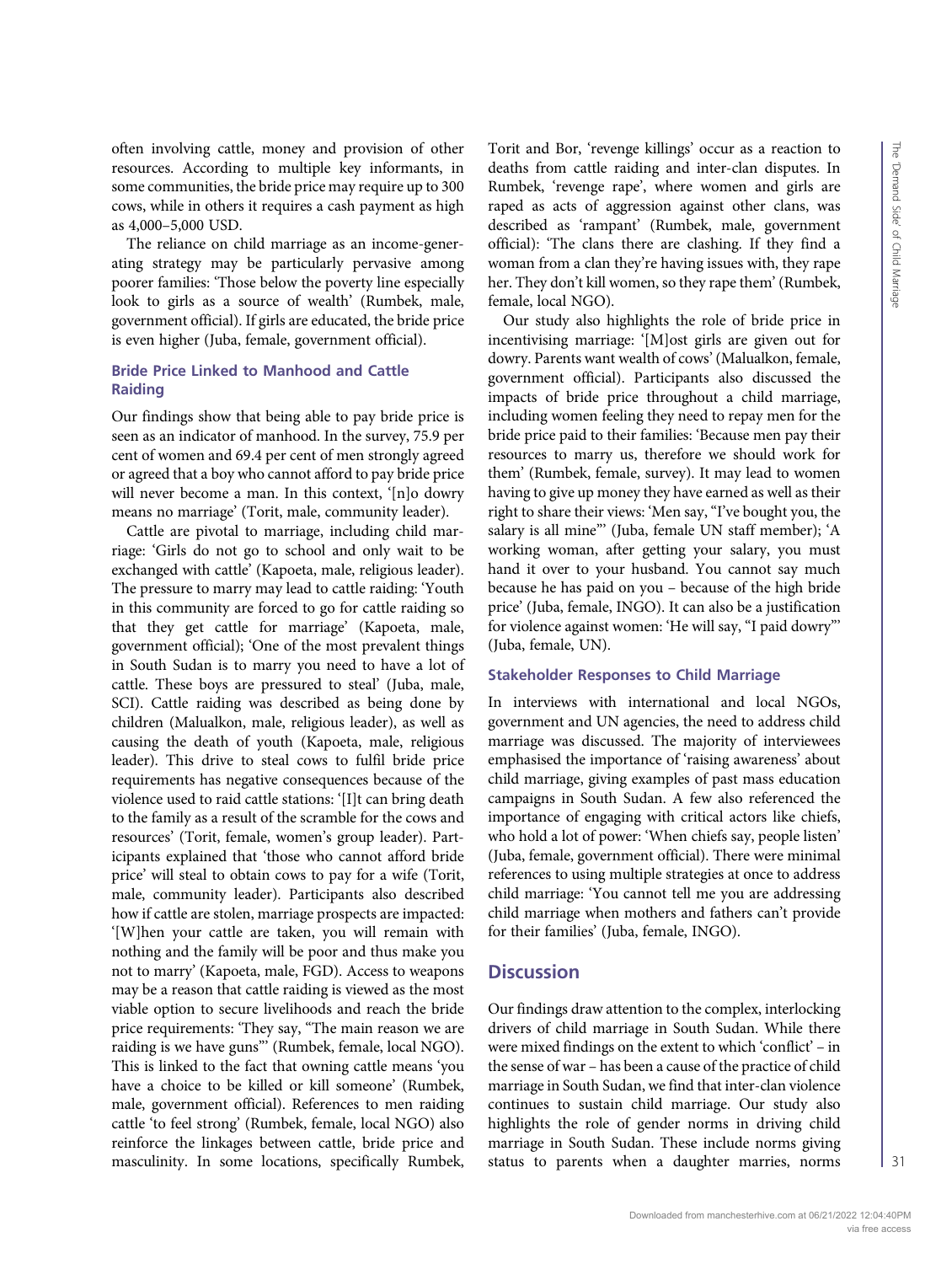often involving cattle, money and provision of other resources. According to multiple key informants, in some communities, the bride price may require up to 300 cows, while in others it requires a cash payment as high as 4,000–5,000 USD.

The reliance on child marriage as an income-generating strategy may be particularly pervasive among poorer families: 'Those below the poverty line especially look to girls as a source of wealth' (Rumbek, male, government official). If girls are educated, the bride price is even higher (Juba, female, government official).

### Bride Price Linked to Manhood and Cattle Raiding

Our findings show that being able to pay bride price is seen as an indicator of manhood. In the survey, 75.9 per cent of women and 69.4 per cent of men strongly agreed or agreed that a boy who cannot afford to pay bride price will never become a man. In this context, '[n]o dowry means no marriage' (Torit, male, community leader).

Cattle are pivotal to marriage, including child marriage: 'Girls do not go to school and only wait to be exchanged with cattle' (Kapoeta, male, religious leader). The pressure to marry may lead to cattle raiding: 'Youth in this community are forced to go for cattle raiding so that they get cattle for marriage' (Kapoeta, male, government official); 'One of the most prevalent things in South Sudan is to marry you need to have a lot of cattle. These boys are pressured to steal' (Juba, male, SCI). Cattle raiding was described as being done by children (Malualkon, male, religious leader), as well as causing the death of youth (Kapoeta, male, religious leader). This drive to steal cows to fulfil bride price requirements has negative consequences because of the violence used to raid cattle stations: '[I]t can bring death to the family as a result of the scramble for the cows and resources' (Torit, female, women's group leader). Participants explained that 'those who cannot afford bride price' will steal to obtain cows to pay for a wife (Torit, male, community leader). Participants also described how if cattle are stolen, marriage prospects are impacted: '[W]hen your cattle are taken, you will remain with nothing and the family will be poor and thus make you not to marry' (Kapoeta, male, FGD). Access to weapons may be a reason that cattle raiding is viewed as the most viable option to secure livelihoods and reach the bride price requirements: 'They say, "The main reason we are raiding is we have guns"' (Rumbek, female, local NGO). This is linked to the fact that owning cattle means 'you have a choice to be killed or kill someone' (Rumbek, male, government official). References to men raiding cattle 'to feel strong' (Rumbek, female, local NGO) also reinforce the linkages between cattle, bride price and masculinity. In some locations, specifically Rumbek, Torit and Bor, 'revenge killings' occur as a reaction to deaths from cattle raiding and inter-clan disputes. In Rumbek, 'revenge rape', where women and girls are raped as acts of aggression against other clans, was described as 'rampant' (Rumbek, male, government official): 'The clans there are clashing. If they find a woman from a clan they're having issues with, they rape her. They don't kill women, so they rape them' (Rumbek, female, local NGO).

Our study also highlights the role of bride price in incentivising marriage: '[M]ost girls are given out for dowry. Parents want wealth of cows' (Malualkon, female, government official). Participants also discussed the impacts of bride price throughout a child marriage, including women feeling they need to repay men for the bride price paid to their families: 'Because men pay their resources to marry us, therefore we should work for them' (Rumbek, female, survey). It may lead to women having to give up money they have earned as well as their right to share their views: 'Men say, "I've bought you, the salary is all mine"' (Juba, female UN staff member); 'A working woman, after getting your salary, you must hand it over to your husband. You cannot say much because he has paid on you – because of the high bride price' (Juba, female, INGO). It can also be a justification for violence against women: 'He will say, "I paid dowry"' (Juba, female, UN).

### Stakeholder Responses to Child Marriage

In interviews with international and local NGOs, government and UN agencies, the need to address child marriage was discussed. The majority of interviewees emphasised the importance of 'raising awareness' about child marriage, giving examples of past mass education campaigns in South Sudan. A few also referenced the importance of engaging with critical actors like chiefs, who hold a lot of power: 'When chiefs say, people listen' (Juba, female, government official). There were minimal references to using multiple strategies at once to address child marriage: 'You cannot tell me you are addressing child marriage when mothers and fathers can't provide for their families' (Juba, female, INGO).

## Discussion

Our findings draw attention to the complex, interlocking drivers of child marriage in South Sudan. While there were mixed findings on the extent to which 'conflict' – in the sense of war – has been a cause of the practice of child marriage in South Sudan, we find that inter-clan violence continues to sustain child marriage. Our study also highlights the role of gender norms in driving child marriage in South Sudan. These include norms giving status to parents when a daughter marries, norms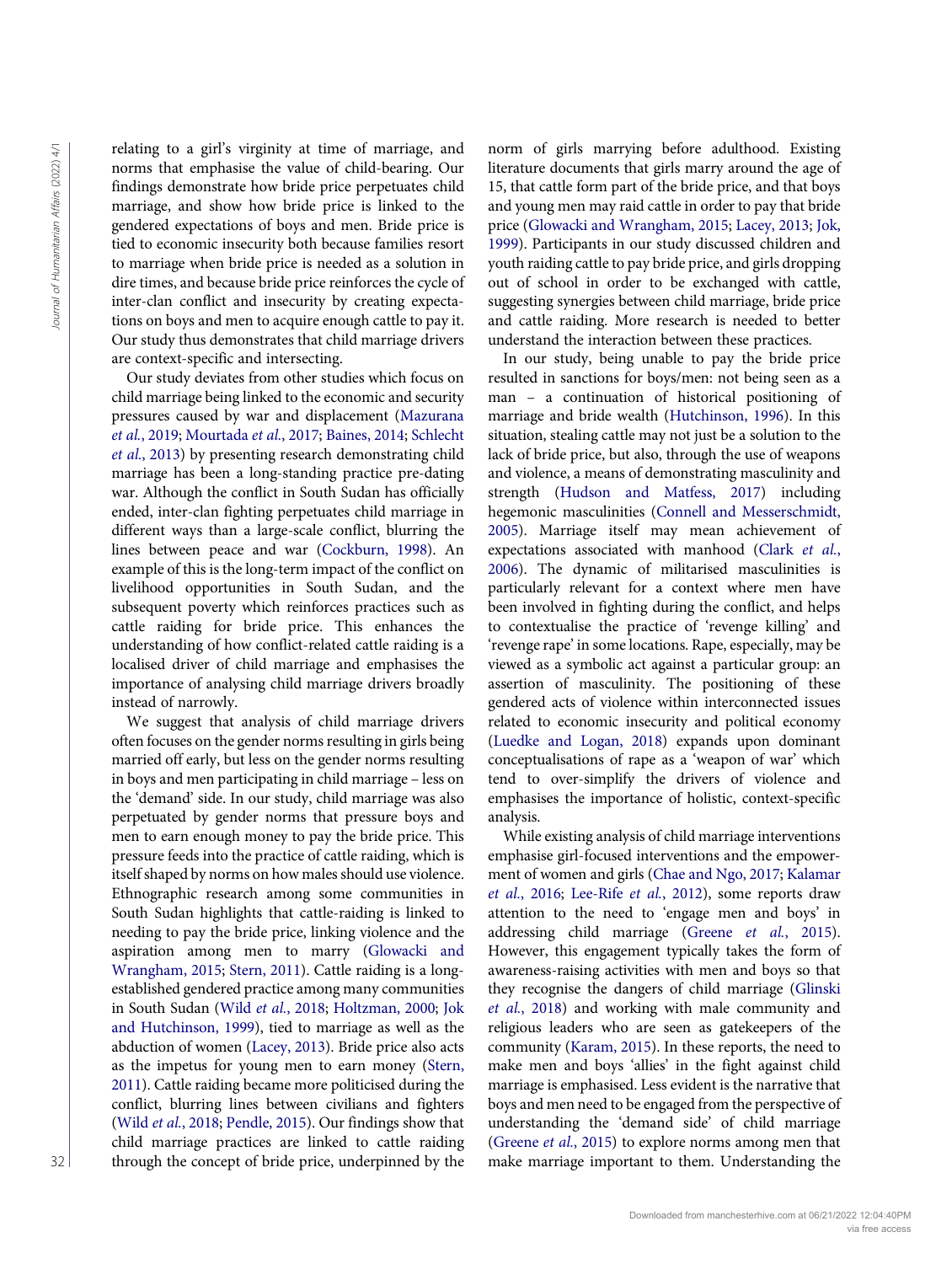relating to a girl's virginity at time of marriage, and norms that emphasise the value of child-bearing. Our findings demonstrate how bride price perpetuates child marriage, and show how bride price is linked to the gendered expectations of boys and men. Bride price is tied to economic insecurity both because families resort to marriage when bride price is needed as a solution in dire times, and because bride price reinforces the cycle of inter-clan conflict and insecurity by creating expectations on boys and men to acquire enough cattle to pay it. Our study thus demonstrates that child marriage drivers are context-specific and intersecting.

Our study deviates from other studies which focus on child marriage being linked to the economic and security pressures caused by war and displacement (Mazurana *et al.*, 2019; Mourtada *et al.*, 2017; Baines, 2014; Schlecht *et al.*, 2013) by presenting research demonstrating child marriage has been a long-standing practice pre-dating war. Although the conflict in South Sudan has officially ended, inter-clan fighting perpetuates child marriage in different ways than a large-scale conflict, blurring the lines between peace and war (Cockburn, 1998). An example of this is the long-term impact of the conflict on livelihood opportunities in South Sudan, and the subsequent poverty which reinforces practices such as cattle raiding for bride price. This enhances the understanding of how conflict-related cattle raiding is a localised driver of child marriage and emphasises the importance of analysing child marriage drivers broadly instead of narrowly.

We suggest that analysis of child marriage drivers often focuses on the gender norms resulting in girls being married off early, but less on the gender norms resulting in boys and men participating in child marriage – less on the 'demand' side. In our study, child marriage was also perpetuated by gender norms that pressure boys and men to earn enough money to pay the bride price. This pressure feeds into the practice of cattle raiding, which is itself shaped by norms on how males should use violence. Ethnographic research among some communities in South Sudan highlights that cattle-raiding is linked to needing to pay the bride price, linking violence and the aspiration among men to marry (Glowacki and Wrangham, 2015; Stern, 2011). Cattle raiding is a long-established gendered practice among many communities in South Sudan (Wild *et al.*, 2018; Holtzman, 2000; Jok and Hutchinson, 1999), tied to marriage as well as the abduction of women (Lacey, 2013). Bride price also acts as the impetus for young men to earn money (Stern, 2011). Cattle raiding became more politicised during the conflict, blurring lines between civilians and fighters (Wild *et al.*, 2018; Pendle, 2015). Our findings show that child marriage practices are linked to cattle raiding through the concept of bride price, underpinned by the norm of girls marrying before adulthood. Existing literature documents that girls marry around the age of 15, that cattle form part of the bride price, and that boys and young men may raid cattle in order to pay that bride price (Glowacki and Wrangham, 2015; Lacey, 2013; Jok, 1999). Participants in our study discussed children and youth raiding cattle to pay bride price, and girls dropping out of school in order to be exchanged with cattle, suggesting synergies between child marriage, bride price and cattle raiding. More research is needed to better understand the interaction between these practices.

In our study, being unable to pay the bride price resulted in sanctions for boys/men: not being seen as a man – a continuation of historical positioning of marriage and bride wealth (Hutchinson, 1996). In this situation, stealing cattle may not just be a solution to the lack of bride price, but also, through the use of weapons and violence, a means of demonstrating masculinity and strength (Hudson and Matfess, 2017) including hegemonic masculinities (Connell and Messerschmidt, 2005). Marriage itself may mean achievement of expectations associated with manhood (Clark *et al.*, 2006). The dynamic of militarised masculinities is particularly relevant for a context where men have been involved in fighting during the conflict, and helps to contextualise the practice of 'revenge killing' and 'revenge rape' in some locations. Rape, especially, may be viewed as a symbolic act against a particular group: an assertion of masculinity. The positioning of these gendered acts of violence within interconnected issues related to economic insecurity and political economy (Luedke and Logan, 2018) expands upon dominant conceptualisations of rape as a 'weapon of war' which tend to over-simplify the drivers of violence and emphasises the importance of holistic, context-specific analysis.

While existing analysis of child marriage interventions emphasise girl-focused interventions and the empowerment of women and girls (Chae and Ngo, 2017; Kalamar *et al.*, 2016; Lee-Rife *et al.*, 2012), some reports draw attention to the need to 'engage men and boys' in addressing child marriage (Greene *et al.*, 2015). However, this engagement typically takes the form of awareness-raising activities with men and boys so that they recognise the dangers of child marriage (Glinski *et al.*, 2018) and working with male community and religious leaders who are seen as gatekeepers of the community (Karam, 2015). In these reports, the need to make men and boys 'allies' in the fight against child marriage is emphasised. Less evident is the narrative that boys and men need to be engaged from the perspective of understanding the 'demand side' of child marriage (Greene *et al.*, 2015) to explore norms among men that make marriage important to them. Understanding the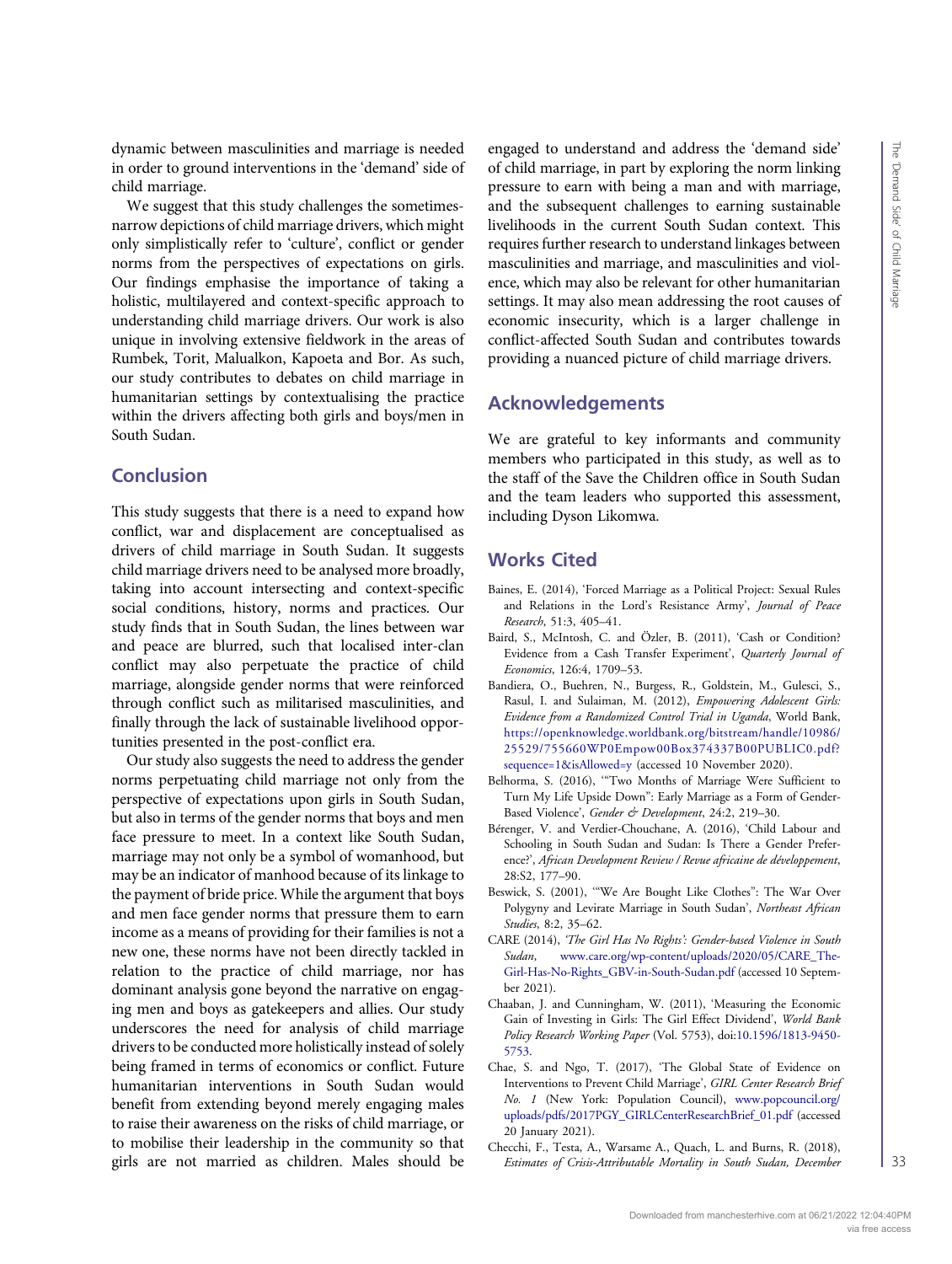dynamic between masculinities and marriage is needed in order to ground interventions in the 'demand' side of child marriage.

We suggest that this study challenges the sometimes-narrow depictions of child marriage drivers, which might only simplistically refer to 'culture', conflict or gender norms from the perspectives of expectations on girls. Our findings emphasise the importance of taking a holistic, multilayered and context-specific approach to understanding child marriage drivers. Our work is also unique in involving extensive fieldwork in the areas of Rumbek, Torit, Malualkon, Kapoeta and Bor. As such, our study contributes to debates on child marriage in humanitarian settings by contextualising the practice within the drivers affecting both girls and boys/men in South Sudan.

## Conclusion

This study suggests that there is a need to expand how conflict, war and displacement are conceptualised as drivers of child marriage in South Sudan. It suggests child marriage drivers need to be analysed more broadly, taking into account intersecting and context-specific social conditions, history, norms and practices. Our study finds that in South Sudan, the lines between war and peace are blurred, such that localised inter-clan conflict may also perpetuate the practice of child marriage, alongside gender norms that were reinforced through conflict such as militarised masculinities, and finally through the lack of sustainable livelihood opportunities presented in the post-conflict era.

Our study also suggests the need to address the gender norms perpetuating child marriage not only from the perspective of expectations upon girls in South Sudan, but also in terms of the gender norms that boys and men face pressure to meet. In a context like South Sudan, marriage may not only be a symbol of womanhood, but may be an indicator of manhood because of its linkage to the payment of bride price. While the argument that boys and men face gender norms that pressure them to earn income as a means of providing for their families is not a new one, these norms have not been directly tackled in relation to the practice of child marriage, nor has dominant analysis gone beyond the narrative on engaging men and boys as gatekeepers and allies. Our study underscores the need for analysis of child marriage drivers to be conducted more holistically instead of solely being framed in terms of economics or conflict. Future humanitarian interventions in South Sudan would benefit from extending beyond merely engaging males to raise their awareness on the risks of child marriage, or to mobilise their leadership in the community so that girls are not married as children. Males should be engaged to understand and address the 'demand side' of child marriage, in part by exploring the norm linking pressure to earn with being a man and with marriage, and the subsequent challenges to earning sustainable livelihoods in the current South Sudan context. This requires further research to understand linkages between masculinities and marriage, and masculinities and violence, which may also be relevant for other humanitarian settings. It may also mean addressing the root causes of economic insecurity, which is a larger challenge in conflict-affected South Sudan and contributes towards providing a nuanced picture of child marriage drivers.

## Acknowledgements

We are grateful to key informants and community members who participated in this study, as well as to the staff of the Save the Children office in South Sudan and the team leaders who supported this assessment, including Dyson Likomwa.

## Works Cited

Baines, E. (2014), 'Forced Marriage as a Political Project: Sexual Rules and Relations in the Lord's Resistance Army', *Journal of Peace Research*, 51:3, 405–41.

Baird, S., McIntosh, C. and Özler, B. (2011), 'Cash or Condition? Evidence from a Cash Transfer Experiment', *Quarterly Journal of Economics*, 126:4, 1709–53.

Bandiera, O., Buehren, N., Burgess, R., Goldstein, M., Gulesci, S., Rasul, I. and Sulaiman, M. (2012), *Empowering Adolescent Girls: Evidence from a Randomized Control Trial in Uganda*, World Bank, https://openknowledge.worldbank.org/bitstream/handle/10986/25529/755660WP0Empow00Box374337B00PUBLIC0.pdf?sequence=1&isAllowed=y (accessed 10 November 2020).

Belhorma, S. (2016), '"Two Months of Marriage Were Sufficient to Turn My Life Upside Down": Early Marriage as a Form of Gender-Based Violence', *Gender & Development*, 24:2, 219–30.

Bérenger, V. and Verdier-Chouchane, A. (2016), 'Child Labour and Schooling in South Sudan and Sudan: Is There a Gender Preference?', *African Development Review / Revue africaine de développement*, 28:S2, 177–90.

Beswick, S. (2001), '"We Are Bought Like Clothes": The War Over Polygyny and Levirate Marriage in South Sudan', *Northeast African Studies*, 8:2, 35–62.

CARE (2014), *'The Girl Has No Rights': Gender-based Violence in South Sudan*, www.care.org/wp-content/uploads/2020/05/CARE_The-Girl-Has-No-Rights_GBV-in-South-Sudan.pdf (accessed 10 September 2021).

Chaaban, J. and Cunningham, W. (2011), 'Measuring the Economic Gain of Investing in Girls: The Girl Effect Dividend', *World Bank Policy Research Working Paper* (Vol. 5753), doi:10.1596/1813-9450-5753.

Chae, S. and Ngo, T. (2017), 'The Global State of Evidence on Interventions to Prevent Child Marriage', *GIRL Center Research Brief No. 1* (New York: Population Council), www.popcouncil.org/uploads/pdfs/2017PGY_GIRLCenterResearchBrief_01.pdf (accessed 20 January 2021).

Checchi, F., Testa, A., Warsame A., Quach, L. and Burns, R. (2018), *Estimates of Crisis-Attributable Mortality in South Sudan, December*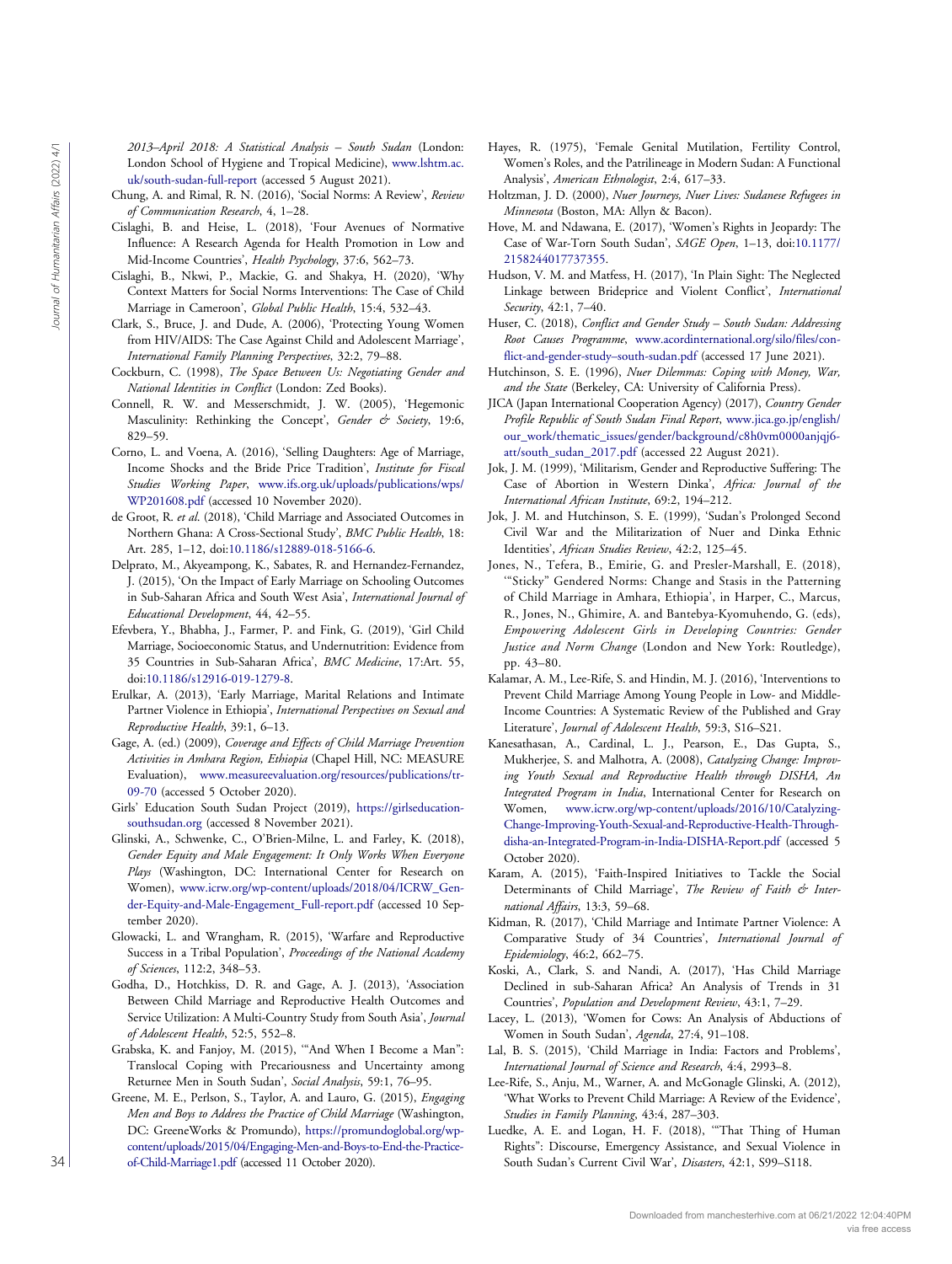2013–April 2018: A Statistical Analysis – South Sudan (London: London School of Hygiene and Tropical Medicine), www.lshtm.ac.uk/south-sudan-full-report (accessed 5 August 2021).

Chung, A. and Rimal, R. N. (2016), 'Social Norms: A Review', *Review of Communication Research*, 4, 1–28.

Cislaghi, B. and Heise, L. (2018), 'Four Avenues of Normative Influence: A Research Agenda for Health Promotion in Low and Mid-Income Countries', *Health Psychology*, 37:6, 562–73.

Cislaghi, B., Nkwi, P., Mackie, G. and Shakya, H. (2020), 'Why Context Matters for Social Norms Interventions: The Case of Child Marriage in Cameroon', *Global Public Health*, 15:4, 532–43.

Clark, S., Bruce, J. and Dude, A. (2006), 'Protecting Young Women from HIV/AIDS: The Case Against Child and Adolescent Marriage', *International Family Planning Perspectives*, 32:2, 79–88.

Cockburn, C. (1998), *The Space Between Us: Negotiating Gender and National Identities in Conflict* (London: Zed Books).

Connell, R. W. and Messerschmidt, J. W. (2005), 'Hegemonic Masculinity: Rethinking the Concept', *Gender & Society*, 19:6, 829–59.

Corno, L. and Voena, A. (2016), 'Selling Daughters: Age of Marriage, Income Shocks and the Bride Price Tradition', *Institute for Fiscal Studies Working Paper*, www.ifs.org.uk/uploads/publications/wps/WP201608.pdf (accessed 10 November 2020).

de Groot, R. *et al*. (2018), 'Child Marriage and Associated Outcomes in Northern Ghana: A Cross-Sectional Study', *BMC Public Health*, 18: Art. 285, 1–12, doi:10.1186/s12889-018-5166-6.

Delprato, M., Akyeampong, K., Sabates, R. and Hernandez-Fernandez, J. (2015), 'On the Impact of Early Marriage on Schooling Outcomes in Sub-Saharan Africa and South West Asia', *International Journal of Educational Development*, 44, 42–55.

Efevbera, Y., Bhabha, J., Farmer, P. and Fink, G. (2019), 'Girl Child Marriage, Socioeconomic Status, and Undernutrition: Evidence from 35 Countries in Sub-Saharan Africa', *BMC Medicine*, 17:Art. 55, doi:10.1186/s12916-019-1279-8.

Erulkar, A. (2013), 'Early Marriage, Marital Relations and Intimate Partner Violence in Ethiopia', *International Perspectives on Sexual and Reproductive Health*, 39:1, 6–13.

Gage, A. (ed.) (2009), *Coverage and Effects of Child Marriage Prevention Activities in Amhara Region, Ethiopia* (Chapel Hill, NC: MEASURE Evaluation), www.measureevaluation.org/resources/publications/tr-09-70 (accessed 5 October 2020).

Girls' Education South Sudan Project (2019), https://girlseducationsouthsudan.org (accessed 8 November 2021).

Glinski, A., Schwenke, C., O'Brien-Milne, L. and Farley, K. (2018), *Gender Equity and Male Engagement: It Only Works When Everyone Plays* (Washington, DC: International Center for Research on Women), www.icrw.org/wp-content/uploads/2018/04/ICRW_Gender-Equity-and-Male-Engagement_Full-report.pdf (accessed 10 September 2020).

Glowacki, L. and Wrangham, R. (2015), 'Warfare and Reproductive Success in a Tribal Population', *Proceedings of the National Academy of Sciences*, 112:2, 348–53.

Godha, D., Hotchkiss, D. R. and Gage, A. J. (2013), 'Association Between Child Marriage and Reproductive Health Outcomes and Service Utilization: A Multi-Country Study from South Asia', *Journal of Adolescent Health*, 52:5, 552–8.

Grabska, K. and Fanjoy, M. (2015), '"And When I Become a Man": Translocal Coping with Precariousness and Uncertainty among Returnee Men in South Sudan', *Social Analysis*, 59:1, 76–95.

Greene, M. E., Perlson, S., Taylor, A. and Lauro, G. (2015), *Engaging Men and Boys to Address the Practice of Child Marriage* (Washington, DC: GreeneWorks & Promundo), https://promundoglobal.org/wp-content/uploads/2015/04/Engaging-Men-and-Boys-to-End-the-Practice-of-Child-Marriage1.pdf (accessed 11 October 2020).

Hayes, R. (1975), 'Female Genital Mutilation, Fertility Control, Women's Roles, and the Patrilineage in Modern Sudan: A Functional Analysis', *American Ethnologist*, 2:4, 617–33.

Holtzman, J. D. (2000), *Nuer Journeys, Nuer Lives: Sudanese Refugees in Minnesota* (Boston, MA: Allyn & Bacon).

Hove, M. and Ndawana, E. (2017), 'Women's Rights in Jeopardy: The Case of War-Torn South Sudan', *SAGE Open*, 1–13, doi:10.1177/2158244017737355.

Hudson, V. M. and Matfess, H. (2017), 'In Plain Sight: The Neglected Linkage between Brideprice and Violent Conflict', *International Security*, 42:1, 7–40.

Huser, C. (2018), *Conflict and Gender Study – South Sudan: Addressing Root Causes Programme*, www.acordinternational.org/silo/files/conflict-and-gender-study–south-sudan.pdf (accessed 17 June 2021).

Hutchinson, S. E. (1996), *Nuer Dilemmas: Coping with Money, War, and the State* (Berkeley, CA: University of California Press).

JICA (Japan International Cooperation Agency) (2017), *Country Gender Profile Republic of South Sudan Final Report*, www.jica.go.jp/english/our_work/thematic_issues/gender/background/c8h0vm0000anjqj6-att/south_sudan_2017.pdf (accessed 22 August 2021).

Jok, J. M. (1999), 'Militarism, Gender and Reproductive Suffering: The Case of Abortion in Western Dinka', *Africa: Journal of the International African Institute*, 69:2, 194–212.

Jok, J. M. and Hutchinson, S. E. (1999), 'Sudan's Prolonged Second Civil War and the Militarization of Nuer and Dinka Ethnic Identities', *African Studies Review*, 42:2, 125–45.

Jones, N., Tefera, B., Emirie, G. and Presler-Marshall, E. (2018), '"Sticky" Gendered Norms: Change and Stasis in the Patterning of Child Marriage in Amhara, Ethiopia', in Harper, C., Marcus, R., Jones, N., Ghimire, A. and Bantebya-Kyomuhendo, G. (eds), *Empowering Adolescent Girls in Developing Countries: Gender Justice and Norm Change* (London and New York: Routledge), pp. 43–80.

Kalamar, A. M., Lee-Rife, S. and Hindin, M. J. (2016), 'Interventions to Prevent Child Marriage Among Young People in Low- and Middle-Income Countries: A Systematic Review of the Published and Gray Literature', *Journal of Adolescent Health*, 59:3, S16–S21.

Kanesathasan, A., Cardinal, L. J., Pearson, E., Das Gupta, S., Mukherjee, S. and Malhotra, A. (2008), *Catalyzing Change: Improving Youth Sexual and Reproductive Health through DISHA, An Integrated Program in India*, International Center for Research on Women, www.icrw.org/wp-content/uploads/2016/10/Catalyzing-Change-Improving-Youth-Sexual-and-Reproductive-Health-Through-disha-an-Integrated-Program-in-India-DISHA-Report.pdf (accessed 5 October 2020).

Karam, A. (2015), 'Faith-Inspired Initiatives to Tackle the Social Determinants of Child Marriage', *The Review of Faith & International Affairs*, 13:3, 59–68.

Kidman, R. (2017), 'Child Marriage and Intimate Partner Violence: A Comparative Study of 34 Countries', *International Journal of Epidemiology*, 46:2, 662–75.

Koski, A., Clark, S. and Nandi, A. (2017), 'Has Child Marriage Declined in sub-Saharan Africa? An Analysis of Trends in 31 Countries', *Population and Development Review*, 43:1, 7–29.

Lacey, L. (2013), 'Women for Cows: An Analysis of Abductions of Women in South Sudan', *Agenda*, 27:4, 91–108.

Lal, B. S. (2015), 'Child Marriage in India: Factors and Problems', *International Journal of Science and Research*, 4:4, 2993–8.

Lee-Rife, S., Anju, M., Warner, A. and McGonagle Glinski, A. (2012), 'What Works to Prevent Child Marriage: A Review of the Evidence', *Studies in Family Planning*, 43:4, 287–303.

Luedke, A. E. and Logan, H. F. (2018), '"That Thing of Human Rights": Discourse, Emergency Assistance, and Sexual Violence in South Sudan's Current Civil War', *Disasters*, 42:1, S99–S118.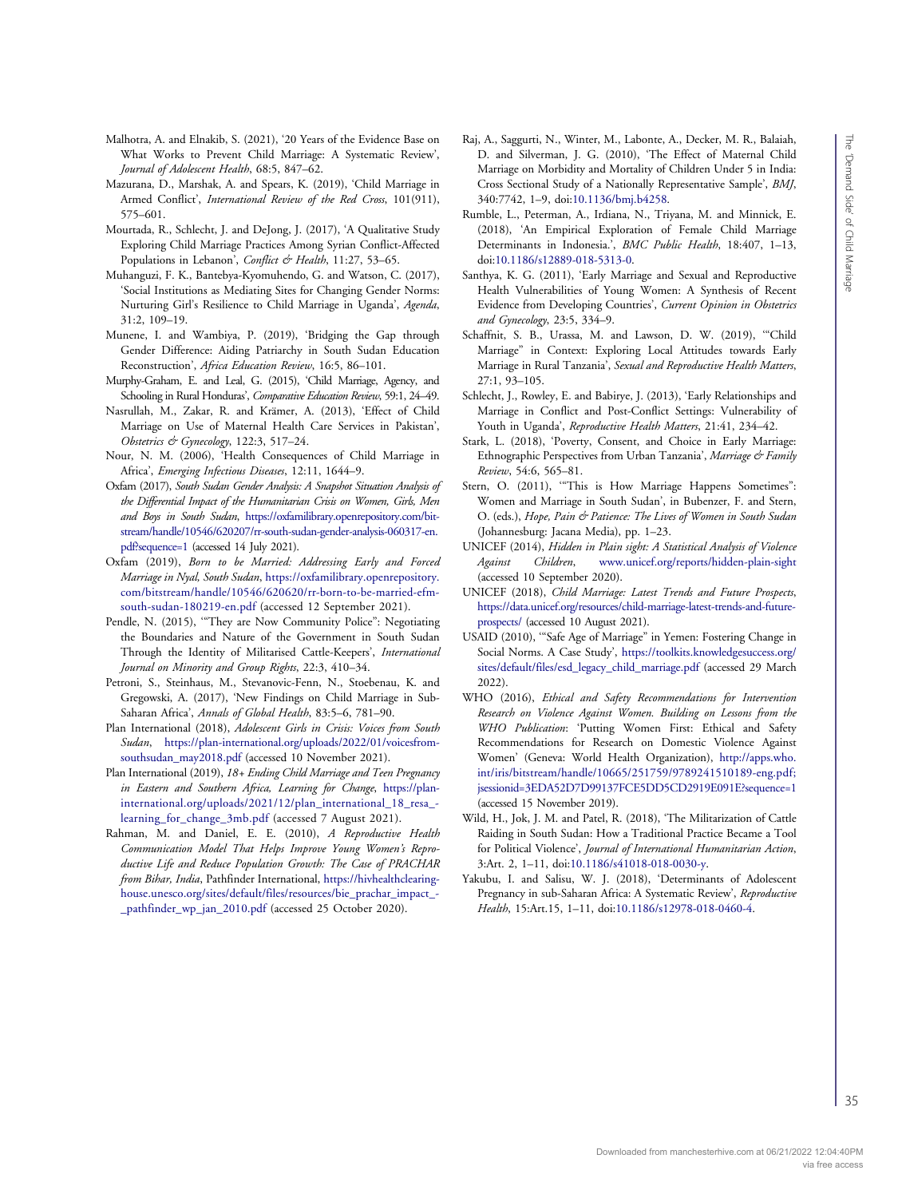Malhotra, A. and Elnakib, S. (2021), '20 Years of the Evidence Base on What Works to Prevent Child Marriage: A Systematic Review', *Journal of Adolescent Health*, 68:5, 847–62.

Mazurana, D., Marshak, A. and Spears, K. (2019), 'Child Marriage in Armed Conflict', *International Review of the Red Cross*, 101(911), 575–601.

Mourtada, R., Schlecht, J. and DeJong, J. (2017), 'A Qualitative Study Exploring Child Marriage Practices Among Syrian Conflict-Affected Populations in Lebanon', *Conflict & Health*, 11:27, 53–65.

Muhanguzi, F. K., Bantebya-Kyomuhendo, G. and Watson, C. (2017), 'Social Institutions as Mediating Sites for Changing Gender Norms: Nurturing Girl's Resilience to Child Marriage in Uganda', *Agenda*, 31:2, 109–19.

Munene, I. and Wambiya, P. (2019), 'Bridging the Gap through Gender Difference: Aiding Patriarchy in South Sudan Education Reconstruction', *Africa Education Review*, 16:5, 86–101.

Murphy-Graham, E. and Leal, G. (2015), 'Child Marriage, Agency, and Schooling in Rural Honduras', *Comparative Education Review*, 59:1, 24–49.

Nasrullah, M., Zakar, R. and Krämer, A. (2013), 'Effect of Child Marriage on Use of Maternal Health Care Services in Pakistan', *Obstetrics & Gynecology*, 122:3, 517–24.

Nour, N. M. (2006), 'Health Consequences of Child Marriage in Africa', *Emerging Infectious Diseases*, 12:11, 1644–9.

Oxfam (2017), *South Sudan Gender Analysis: A Snapshot Situation Analysis of the Differential Impact of the Humanitarian Crisis on Women, Girls, Men and Boys in South Sudan*, https://oxfamilibrary.openrepository.com/bitstream/handle/10546/620207/rr-south-sudan-gender-analysis-060317-en.pdf?sequence=1 (accessed 14 July 2021).

Oxfam (2019), *Born to be Married: Addressing Early and Forced Marriage in Nyal, South Sudan*, https://oxfamilibrary.openrepository.com/bitstream/handle/10546/620620/rr-born-to-be-married-efm-south-sudan-180219-en.pdf (accessed 12 September 2021).

Pendle, N. (2015), '"They are Now Community Police": Negotiating the Boundaries and Nature of the Government in South Sudan Through the Identity of Militarised Cattle-Keepers', *International Journal on Minority and Group Rights*, 22:3, 410–34.

Petroni, S., Steinhaus, M., Stevanovic-Fenn, N., Stoebenau, K. and Gregowski, A. (2017), 'New Findings on Child Marriage in Sub-Saharan Africa', *Annals of Global Health*, 83:5–6, 781–90.

Plan International (2018), *Adolescent Girls in Crisis: Voices from South Sudan*, https://plan-international.org/uploads/2022/01/voicesfromsouthsudan_may2018.pdf (accessed 10 November 2021).

Plan International (2019), *18+ Ending Child Marriage and Teen Pregnancy in Eastern and Southern Africa, Learning for Change*, https://plan-international.org/uploads/2021/12/plan_international_18_resa_-learning_for_change_3mb.pdf (accessed 7 August 2021).

Rahman, M. and Daniel, E. E. (2010), *A Reproductive Health Communication Model That Helps Improve Young Women's Reproductive Life and Reduce Population Growth: The Case of PRACHAR from Bihar, India*, Pathfinder International, https://hivhealthclearinghouse.unesco.org/sites/default/files/resources/bie_prachar_impact_-_pathfinder_wp_jan_2010.pdf (accessed 25 October 2020).

Raj, A., Saggurti, N., Winter, M., Labonte, A., Decker, M. R., Balaiah, D. and Silverman, J. G. (2010), 'The Effect of Maternal Child Marriage on Morbidity and Mortality of Children Under 5 in India: Cross Sectional Study of a Nationally Representative Sample', *BMJ*, 340:7742, 1–9, doi:10.1136/bmj.b4258.

Rumble, L., Peterman, A., Irdiana, N., Triyana, M. and Minnick, E. (2018), 'An Empirical Exploration of Female Child Marriage Determinants in Indonesia.', *BMC Public Health*, 18:407, 1–13, doi:10.1186/s12889-018-5313-0.

Santhya, K. G. (2011), 'Early Marriage and Sexual and Reproductive Health Vulnerabilities of Young Women: A Synthesis of Recent Evidence from Developing Countries', *Current Opinion in Obstetrics and Gynecology*, 23:5, 334–9.

Schaffnit, S. B., Urassa, M. and Lawson, D. W. (2019), '"Child Marriage" in Context: Exploring Local Attitudes towards Early Marriage in Rural Tanzania', *Sexual and Reproductive Health Matters*, 27:1, 93–105.

Schlecht, J., Rowley, E. and Babirye, J. (2013), 'Early Relationships and Marriage in Conflict and Post-Conflict Settings: Vulnerability of Youth in Uganda', *Reproductive Health Matters*, 21:41, 234–42.

Stark, L. (2018), 'Poverty, Consent, and Choice in Early Marriage: Ethnographic Perspectives from Urban Tanzania', *Marriage & Family Review*, 54:6, 565–81.

Stern, O. (2011), '"This is How Marriage Happens Sometimes": Women and Marriage in South Sudan', in Bubenzer, F. and Stern, O. (eds.), *Hope, Pain & Patience: The Lives of Women in South Sudan* (Johannesburg: Jacana Media), pp. 1–23.

UNICEF (2014), *Hidden in Plain sight: A Statistical Analysis of Violence Against Children*, www.unicef.org/reports/hidden-plain-sight (accessed 10 September 2020).

UNICEF (2018), *Child Marriage: Latest Trends and Future Prospects*, https://data.unicef.org/resources/child-marriage-latest-trends-and-future-prospects/ (accessed 10 August 2021).

USAID (2010), '"Safe Age of Marriage" in Yemen: Fostering Change in Social Norms. A Case Study', https://toolkits.knowledgesuccess.org/sites/default/files/esd_legacy_child_marriage.pdf (accessed 29 March 2022).

WHO (2016), *Ethical and Safety Recommendations for Intervention Research on Violence Against Women. Building on Lessons from the WHO Publication*: 'Putting Women First: Ethical and Safety Recommendations for Research on Domestic Violence Against Women' (Geneva: World Health Organization), http://apps.who.int/iris/bitstream/handle/10665/251759/9789241510189-eng.pdf;jsessionid=3EDA52D7D99137FCE5DD5CD2919E091E?sequence=1 (accessed 15 November 2019).

Wild, H., Jok, J. M. and Patel, R. (2018), 'The Militarization of Cattle Raiding in South Sudan: How a Traditional Practice Became a Tool for Political Violence', *Journal of International Humanitarian Action*, 3:Art. 2, 1–11, doi:10.1186/s41018-018-0030-y.

Yakubu, I. and Salisu, W. J. (2018), 'Determinants of Adolescent Pregnancy in sub-Saharan Africa: A Systematic Review', *Reproductive Health*, 15:Art.15, 1–11, doi:10.1186/s12978-018-0460-4.